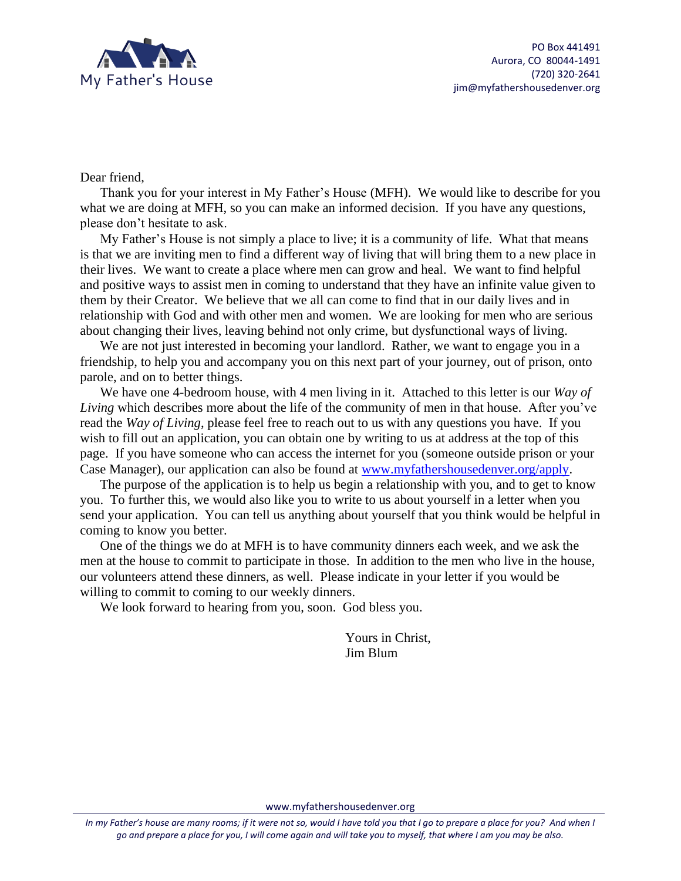My Father's House

PO Box 441491
Aurora, CO 80044-1491
(720) 320-2641
jim@myfathershousedenver.org

Dear friend,

Thank you for your interest in My Father's House (MFH). We would like to describe for you what we are doing at MFH, so you can make an informed decision. If you have any questions, please don't hesitate to ask.

My Father's House is not simply a place to live; it is a community of life. What that means is that we are inviting men to find a different way of living that will bring them to a new place in their lives. We want to create a place where men can grow and heal. We want to find helpful and positive ways to assist men in coming to understand that they have an infinite value given to them by their Creator. We believe that we all can come to find that in our daily lives and in relationship with God and with other men and women. We are looking for men who are serious about changing their lives, leaving behind not only crime, but dysfunctional ways of living.

We are not just interested in becoming your landlord. Rather, we want to engage you in a friendship, to help you and accompany you on this next part of your journey, out of prison, onto parole, and on to better things.

We have one 4-bedroom house, with 4 men living in it. Attached to this letter is our *Way of Living* which describes more about the life of the community of men in that house. After you've read the *Way of Living*, please feel free to reach out to us with any questions you have. If you wish to fill out an application, you can obtain one by writing to us at address at the top of this page. If you have someone who can access the internet for you (someone outside prison or your Case Manager), our application can also be found at www.myfathershousedenver.org/apply.

The purpose of the application is to help us begin a relationship with you, and to get to know you. To further this, we would also like you to write to us about yourself in a letter when you send your application. You can tell us anything about yourself that you think would be helpful in coming to know you better.

One of the things we do at MFH is to have community dinners each week, and we ask the men at the house to commit to participate in those. In addition to the men who live in the house, our volunteers attend these dinners, as well. Please indicate in your letter if you would be willing to commit to coming to our weekly dinners.

We look forward to hearing from you, soon. God bless you.

Yours in Christ,
Jim Blum

www.myfathershousedenver.org

*In my Father's house are many rooms; if it were not so, would I have told you that I go to prepare a place for you? And when I go and prepare a place for you, I will come again and will take you to myself, that where I am you may be also.*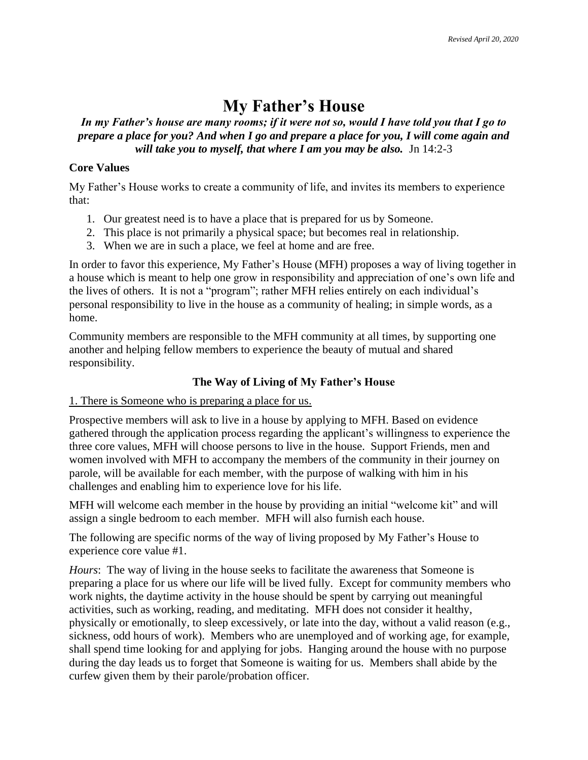# My Father's House

***In my Father's house are many rooms; if it were not so, would I have told you that I go to prepare a place for you? And when I go and prepare a place for you, I will come again and will take you to myself, that where I am you may be also.*** Jn 14:2-3

### Core Values

My Father's House works to create a community of life, and invites its members to experience that:

1. Our greatest need is to have a place that is prepared for us by Someone.
2. This place is not primarily a physical space; but becomes real in relationship.
3. When we are in such a place, we feel at home and are free.

In order to favor this experience, My Father's House (MFH) proposes a way of living together in a house which is meant to help one grow in responsibility and appreciation of one's own life and the lives of others. It is not a "program"; rather MFH relies entirely on each individual's personal responsibility to live in the house as a community of healing; in simple words, as a home.

Community members are responsible to the MFH community at all times, by supporting one another and helping fellow members to experience the beauty of mutual and shared responsibility.

### The Way of Living of My Father's House

<u>1. There is Someone who is preparing a place for us.</u>

Prospective members will ask to live in a house by applying to MFH. Based on evidence gathered through the application process regarding the applicant's willingness to experience the three core values, MFH will choose persons to live in the house. Support Friends, men and women involved with MFH to accompany the members of the community in their journey on parole, will be available for each member, with the purpose of walking with him in his challenges and enabling him to experience love for his life.

MFH will welcome each member in the house by providing an initial "welcome kit" and will assign a single bedroom to each member. MFH will also furnish each house.

The following are specific norms of the way of living proposed by My Father's House to experience core value #1.

*Hours*: The way of living in the house seeks to facilitate the awareness that Someone is preparing a place for us where our life will be lived fully. Except for community members who work nights, the daytime activity in the house should be spent by carrying out meaningful activities, such as working, reading, and meditating. MFH does not consider it healthy, physically or emotionally, to sleep excessively, or late into the day, without a valid reason (e.g., sickness, odd hours of work). Members who are unemployed and of working age, for example, shall spend time looking for and applying for jobs. Hanging around the house with no purpose during the day leads us to forget that Someone is waiting for us. Members shall abide by the curfew given them by their parole/probation officer.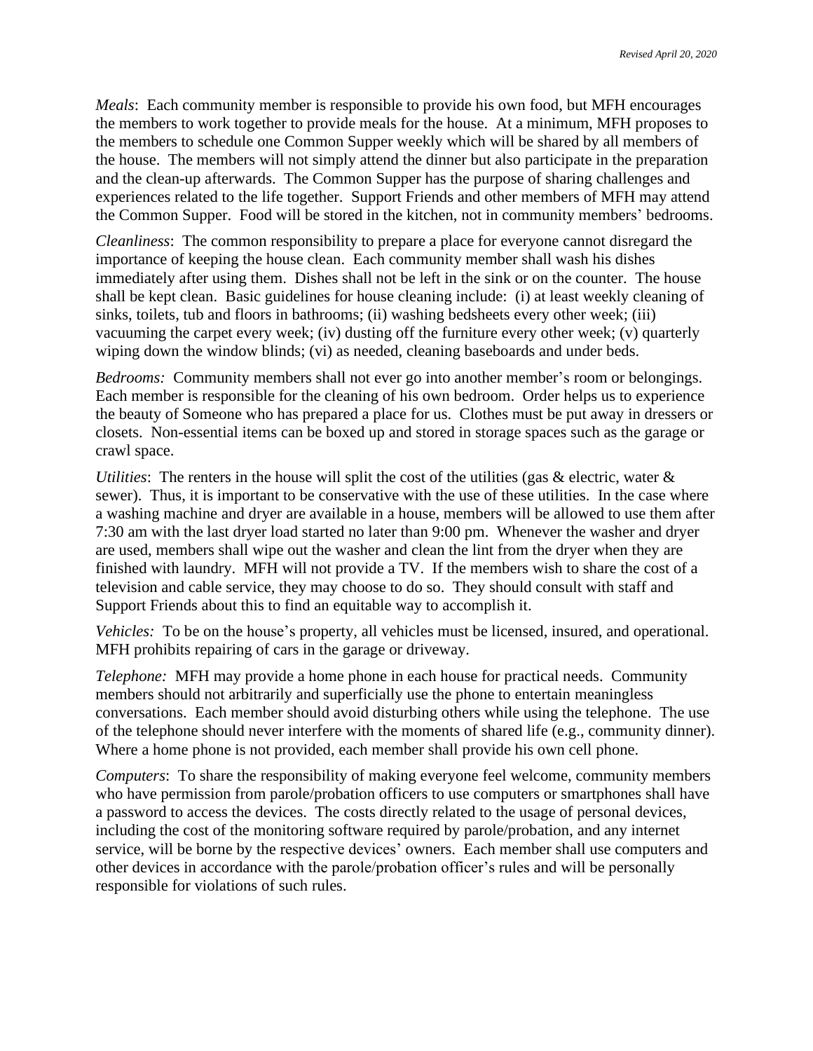*Meals*: Each community member is responsible to provide his own food, but MFH encourages the members to work together to provide meals for the house. At a minimum, MFH proposes to the members to schedule one Common Supper weekly which will be shared by all members of the house. The members will not simply attend the dinner but also participate in the preparation and the clean-up afterwards. The Common Supper has the purpose of sharing challenges and experiences related to the life together. Support Friends and other members of MFH may attend the Common Supper. Food will be stored in the kitchen, not in community members' bedrooms.

*Cleanliness*: The common responsibility to prepare a place for everyone cannot disregard the importance of keeping the house clean. Each community member shall wash his dishes immediately after using them. Dishes shall not be left in the sink or on the counter. The house shall be kept clean. Basic guidelines for house cleaning include: (i) at least weekly cleaning of sinks, toilets, tub and floors in bathrooms; (ii) washing bedsheets every other week; (iii) vacuuming the carpet every week; (iv) dusting off the furniture every other week; (v) quarterly wiping down the window blinds; (vi) as needed, cleaning baseboards and under beds.

*Bedrooms:* Community members shall not ever go into another member's room or belongings. Each member is responsible for the cleaning of his own bedroom. Order helps us to experience the beauty of Someone who has prepared a place for us. Clothes must be put away in dressers or closets. Non-essential items can be boxed up and stored in storage spaces such as the garage or crawl space.

*Utilities*: The renters in the house will split the cost of the utilities (gas & electric, water & sewer). Thus, it is important to be conservative with the use of these utilities. In the case where a washing machine and dryer are available in a house, members will be allowed to use them after 7:30 am with the last dryer load started no later than 9:00 pm. Whenever the washer and dryer are used, members shall wipe out the washer and clean the lint from the dryer when they are finished with laundry. MFH will not provide a TV. If the members wish to share the cost of a television and cable service, they may choose to do so. They should consult with staff and Support Friends about this to find an equitable way to accomplish it.

*Vehicles:* To be on the house's property, all vehicles must be licensed, insured, and operational. MFH prohibits repairing of cars in the garage or driveway.

*Telephone:* MFH may provide a home phone in each house for practical needs. Community members should not arbitrarily and superficially use the phone to entertain meaningless conversations. Each member should avoid disturbing others while using the telephone. The use of the telephone should never interfere with the moments of shared life (e.g., community dinner). Where a home phone is not provided, each member shall provide his own cell phone.

*Computers*: To share the responsibility of making everyone feel welcome, community members who have permission from parole/probation officers to use computers or smartphones shall have a password to access the devices. The costs directly related to the usage of personal devices, including the cost of the monitoring software required by parole/probation, and any internet service, will be borne by the respective devices' owners. Each member shall use computers and other devices in accordance with the parole/probation officer's rules and will be personally responsible for violations of such rules.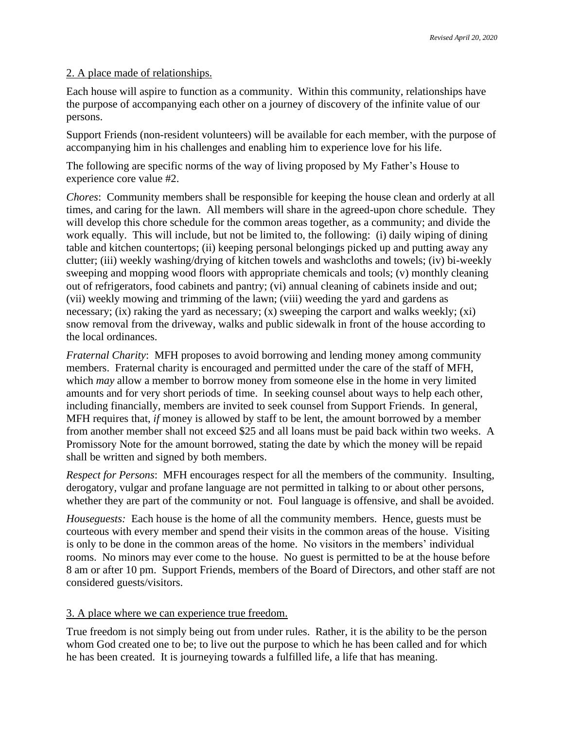2. A place made of relationships.

Each house will aspire to function as a community. Within this community, relationships have the purpose of accompanying each other on a journey of discovery of the infinite value of our persons.

Support Friends (non-resident volunteers) will be available for each member, with the purpose of accompanying him in his challenges and enabling him to experience love for his life.

The following are specific norms of the way of living proposed by My Father's House to experience core value #2.

*Chores*: Community members shall be responsible for keeping the house clean and orderly at all times, and caring for the lawn. All members will share in the agreed-upon chore schedule. They will develop this chore schedule for the common areas together, as a community; and divide the work equally. This will include, but not be limited to, the following: (i) daily wiping of dining table and kitchen countertops; (ii) keeping personal belongings picked up and putting away any clutter; (iii) weekly washing/drying of kitchen towels and washcloths and towels; (iv) bi-weekly sweeping and mopping wood floors with appropriate chemicals and tools; (v) monthly cleaning out of refrigerators, food cabinets and pantry; (vi) annual cleaning of cabinets inside and out; (vii) weekly mowing and trimming of the lawn; (viii) weeding the yard and gardens as necessary; (ix) raking the yard as necessary; (x) sweeping the carport and walks weekly; (xi) snow removal from the driveway, walks and public sidewalk in front of the house according to the local ordinances.

*Fraternal Charity*: MFH proposes to avoid borrowing and lending money among community members. Fraternal charity is encouraged and permitted under the care of the staff of MFH, which *may* allow a member to borrow money from someone else in the home in very limited amounts and for very short periods of time. In seeking counsel about ways to help each other, including financially, members are invited to seek counsel from Support Friends. In general, MFH requires that, *if* money is allowed by staff to be lent, the amount borrowed by a member from another member shall not exceed $25 and all loans must be paid back within two weeks. A Promissory Note for the amount borrowed, stating the date by which the money will be repaid shall be written and signed by both members.

*Respect for Persons*: MFH encourages respect for all the members of the community. Insulting, derogatory, vulgar and profane language are not permitted in talking to or about other persons, whether they are part of the community or not. Foul language is offensive, and shall be avoided.

*Houseguests:* Each house is the home of all the community members. Hence, guests must be courteous with every member and spend their visits in the common areas of the house. Visiting is only to be done in the common areas of the home. No visitors in the members' individual rooms. No minors may ever come to the house. No guest is permitted to be at the house before 8 am or after 10 pm. Support Friends, members of the Board of Directors, and other staff are not considered guests/visitors.

3. A place where we can experience true freedom.

True freedom is not simply being out from under rules. Rather, it is the ability to be the person whom God created one to be; to live out the purpose to which he has been called and for which he has been created. It is journeying towards a fulfilled life, a life that has meaning.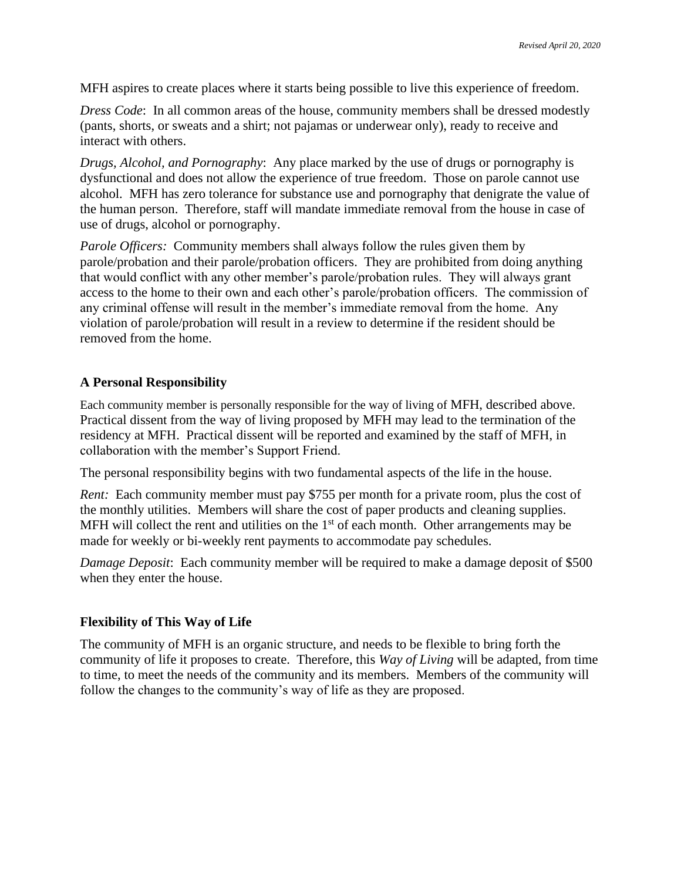MFH aspires to create places where it starts being possible to live this experience of freedom.

*Dress Code*: In all common areas of the house, community members shall be dressed modestly (pants, shorts, or sweats and a shirt; not pajamas or underwear only), ready to receive and interact with others.

*Drugs, Alcohol, and Pornography*: Any place marked by the use of drugs or pornography is dysfunctional and does not allow the experience of true freedom. Those on parole cannot use alcohol. MFH has zero tolerance for substance use and pornography that denigrate the value of the human person. Therefore, staff will mandate immediate removal from the house in case of use of drugs, alcohol or pornography.

*Parole Officers:* Community members shall always follow the rules given them by parole/probation and their parole/probation officers. They are prohibited from doing anything that would conflict with any other member's parole/probation rules. They will always grant access to the home to their own and each other's parole/probation officers. The commission of any criminal offense will result in the member's immediate removal from the home. Any violation of parole/probation will result in a review to determine if the resident should be removed from the home.

## A Personal Responsibility

Each community member is personally responsible for the way of living of MFH, described above. Practical dissent from the way of living proposed by MFH may lead to the termination of the residency at MFH. Practical dissent will be reported and examined by the staff of MFH, in collaboration with the member's Support Friend.

The personal responsibility begins with two fundamental aspects of the life in the house.

*Rent:* Each community member must pay $755 per month for a private room, plus the cost of the monthly utilities. Members will share the cost of paper products and cleaning supplies. MFH will collect the rent and utilities on the 1st of each month. Other arrangements may be made for weekly or bi-weekly rent payments to accommodate pay schedules.

*Damage Deposit*: Each community member will be required to make a damage deposit of $500 when they enter the house.

## Flexibility of This Way of Life

The community of MFH is an organic structure, and needs to be flexible to bring forth the community of life it proposes to create. Therefore, this *Way of Living* will be adapted, from time to time, to meet the needs of the community and its members. Members of the community will follow the changes to the community's way of life as they are proposed.